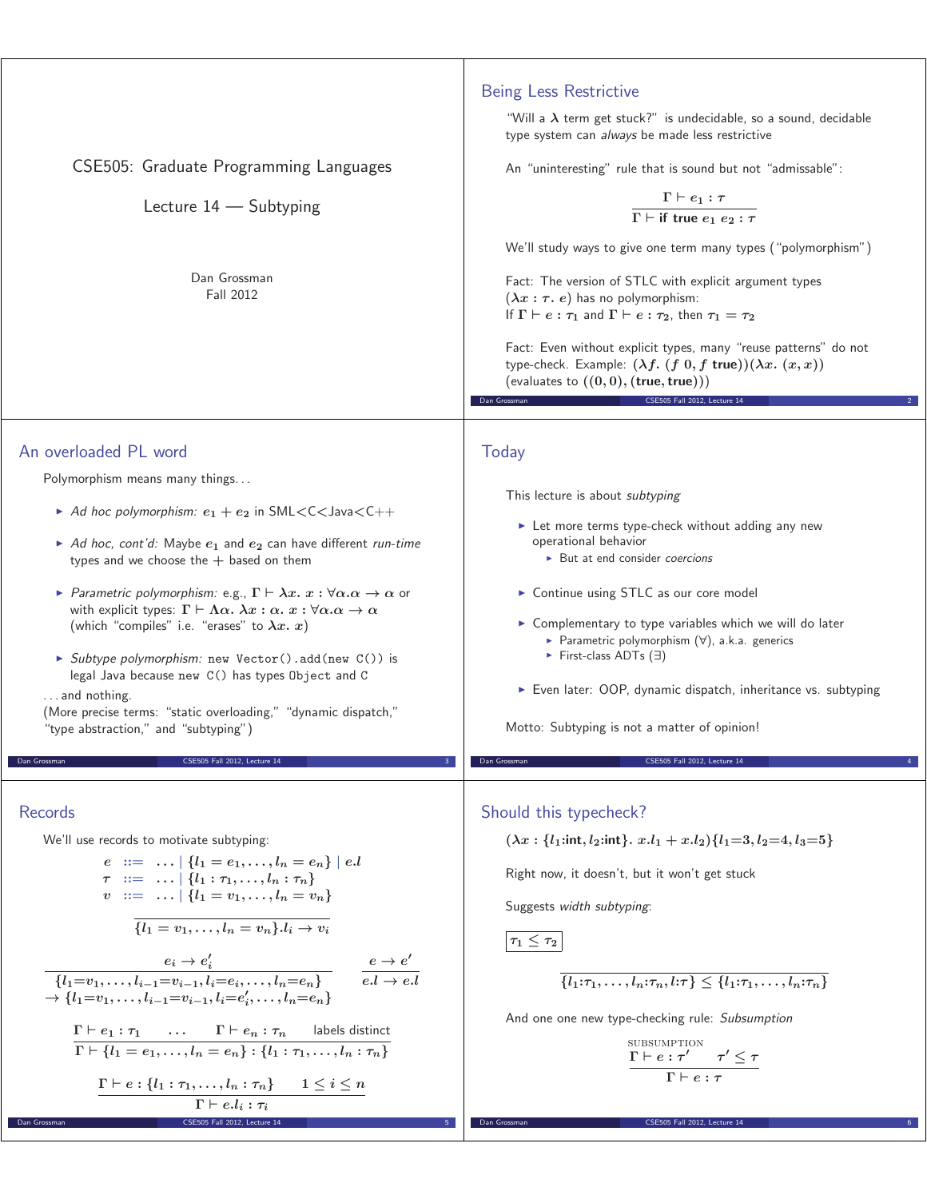# CSE505: Graduate Programming Languages

Lecture 14 — Subtyping

Dan Grossman
Fall 2012

## Being Less Restrictive

"Will a $\lambda$ term get stuck?" is undecidable, so a sound, decidable type system can *always* be made less restrictive

An "uninteresting" rule that is sound but not "admissable":

$$\frac{\Gamma \vdash e_1 : \tau}{\Gamma \vdash \textbf{if true } e_1 \; e_2 : \tau}$$

We'll study ways to give one term many types ("polymorphism")

Fact: The version of STLC with explicit argument types ($\lambda x : \tau.\ e$) has no polymorphism:
If $\Gamma \vdash e : \tau_1$ and $\Gamma \vdash e : \tau_2$, then $\tau_1 = \tau_2$

Fact: Even without explicit types, many "reuse patterns" do not type-check. Example: $(\lambda f.\ (f\ 0, f\ \textbf{true}))(\lambda x.\ (x, x))$ (evaluates to $((0,0),(\textbf{true},\textbf{true}))$)

## An overloaded PL word

Polymorphism means many things...

- *Ad hoc polymorphism:* $e_1 + e_2$ in SML<C<Java<C++
- *Ad hoc, cont'd:* Maybe $e_1$ and $e_2$ can have different *run-time* types and we choose the $+$ based on them
- *Parametric polymorphism:* e.g., $\Gamma \vdash \lambda x.\ x : \forall \alpha . \alpha \to \alpha$ or with explicit types: $\Gamma \vdash \Lambda \alpha .\ \lambda x : \alpha .\ x : \forall \alpha . \alpha \to \alpha$ (which "compiles" i.e. "erases" to $\lambda x.\ x$)
- *Subtype polymorphism:* `new Vector().add(new C())` is legal Java because `new C()` has types `Object` and `C`

...and nothing.
(More precise terms: "static overloading," "dynamic dispatch," "type abstraction," and "subtyping")

## Today

This lecture is about *subtyping*

- Let more terms type-check without adding any new operational behavior
  - But at end consider *coercions*
- Continue using STLC as our core model
- Complementary to type variables which we will do later
  - Parametric polymorphism ($\forall$), a.k.a. generics
  - First-class ADTs ($\exists$)
- Even later: OOP, dynamic dispatch, inheritance vs. subtyping

Motto: Subtyping is not a matter of opinion!

## Records

We'll use records to motivate subtyping:

$$\begin{array}{rcl} e & ::= & \ldots \mid \{l_1 = e_1, \ldots, l_n = e_n\} \mid e.l \\ \tau & ::= & \ldots \mid \{l_1 : \tau_1, \ldots, l_n : \tau_n\} \\ v & ::= & \ldots \mid \{l_1 = v_1, \ldots, l_n = v_n\} \end{array}$$

$$\frac{}{\{l_1 = v_1, \ldots, l_n = v_n\}.l_i \to v_i}$$

$$\frac{e_i \to e_i'}{\{l_1{=}v_1, \ldots, l_{i-1}{=}v_{i-1}, l_i{=}e_i, \ldots, l_n{=}e_n\} \to \{l_1{=}v_1, \ldots, l_{i-1}{=}v_{i-1}, l_i{=}e_i', \ldots, l_n{=}e_n\}} \qquad \frac{e \to e'}{e.l \to e'.l}$$

$$\frac{\Gamma \vdash e_1 : \tau_1 \quad \ldots \quad \Gamma \vdash e_n : \tau_n \quad \text{labels distinct}}{\Gamma \vdash \{l_1 = e_1, \ldots, l_n = e_n\} : \{l_1 : \tau_1, \ldots, l_n : \tau_n\}}$$

$$\frac{\Gamma \vdash e : \{l_1 : \tau_1, \ldots, l_n : \tau_n\} \quad 1 \le i \le n}{\Gamma \vdash e.l_i : \tau_i}$$

## Should this typecheck?

$$(\lambda x : \{l_1{:}\textbf{int}, l_2{:}\textbf{int}\}.\ x.l_1 + x.l_2)\{l_1{=}3, l_2{=}4, l_3{=}5\}$$

Right now, it doesn't, but it won't get stuck

Suggests *width subtyping*:

$\boxed{\tau_1 \le \tau_2}$

$$\frac{}{\{l_1{:}\tau_1, \ldots, l_n{:}\tau_n, l{:}\tau\} \le \{l_1{:}\tau_1, \ldots, l_n{:}\tau_n\}}$$

And one one new type-checking rule: *Subsumption*

$$\text{SUBSUMPTION} \quad \frac{\Gamma \vdash e : \tau' \quad \tau' \le \tau}{\Gamma \vdash e : \tau}$$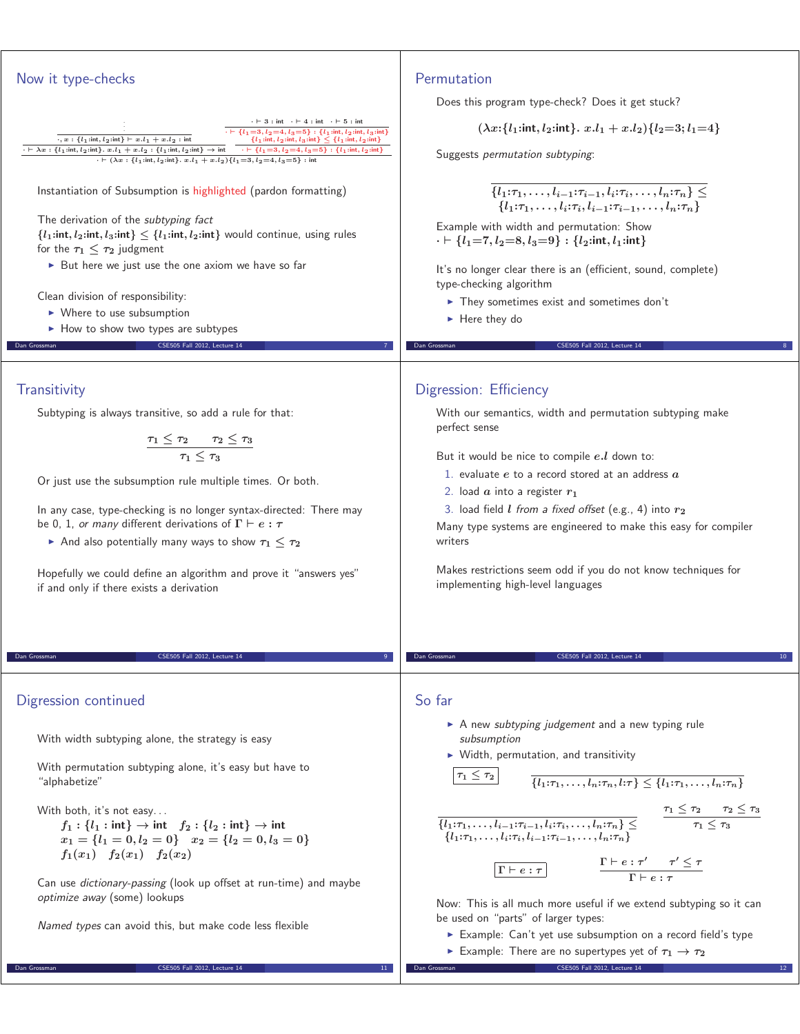## Now it type-checks

$$\dfrac{\dfrac{\dfrac{\vdots}{\cdot, x : \{l_1{:}\text{int}, l_2{:}\text{int}\} \vdash x.l_1 + x.l_2 : \text{int}}}{\cdot \vdash \lambda x : \{l_1{:}\text{int}, l_2{:}\text{int}\}.\ x.l_1 + x.l_2 : \{l_1{:}\text{int}, l_2{:}\text{int}\} \to \text{int}} \quad \dfrac{\dfrac{\cdot \vdash 3 : \text{int} \quad \cdot \vdash 4 : \text{int} \quad \cdot \vdash 5 : \text{int}}{\cdot \vdash \{l_1{=}3, l_2{=}4, l_3{=}5\} : \{l_1{:}\text{int}, l_2{:}\text{int}, l_3{:}\text{int}\}} \quad \{l_1{:}\text{int}, l_2{:}\text{int}, l_3{:}\text{int}\} \leq \{l_1{:}\text{int}, l_2{:}\text{int}\}}{\cdot \vdash \{l_1{=}3, l_2{=}4, l_3{=}5\} : \{l_1{:}\text{int}, l_2{:}\text{int}\}}}{\cdot \vdash (\lambda x : \{l_1{:}\text{int}, l_2{:}\text{int}\}.\ x.l_1 + x.l_2)\{l_1{=}3, l_2{=}4, l_3{=}5\} : \text{int}}$$

Instantiation of Subsumption is highlighted (pardon formatting)

The derivation of the *subtyping fact* $\{l_1{:}\text{int}, l_2{:}\text{int}, l_3{:}\text{int}\} \leq \{l_1{:}\text{int}, l_2{:}\text{int}\}$ would continue, using rules for the $\tau_1 \leq \tau_2$ judgment

- But here we just use the one axiom we have so far

Clean division of responsibility:

- Where to use subsumption
- How to show two types are subtypes

## Permutation

Does this program type-check? Does it get stuck?

$$(\lambda x{:}\{l_1{:}\text{int}, l_2{:}\text{int}\}.\ x.l_1 + x.l_2)\{l_2{=}3; l_1{=}4\}$$

Suggests *permutation subtyping*:

$$\overline{\{l_1{:}\tau_1, \ldots, l_{i-1}{:}\tau_{i-1}, l_i{:}\tau_i, \ldots, l_n{:}\tau_n\} \leq \{l_1{:}\tau_1, \ldots, l_i{:}\tau_i, l_{i-1}{:}\tau_{i-1}, \ldots, l_n{:}\tau_n\}}$$

Example with width and permutation: Show $\cdot \vdash \{l_1{=}7, l_2{=}8, l_3{=}9\} : \{l_2{:}\text{int}, l_1{:}\text{int}\}$

It's no longer clear there is an (efficient, sound, complete) type-checking algorithm

- They sometimes exist and sometimes don't
- Here they do

## Transitivity

Subtyping is always transitive, so add a rule for that:

$$\frac{\tau_1 \leq \tau_2 \qquad \tau_2 \leq \tau_3}{\tau_1 \leq \tau_3}$$

Or just use the subsumption rule multiple times. Or both.

In any case, type-checking is no longer syntax-directed: There may be 0, 1, *or many* different derivations of $\Gamma \vdash e : \tau$

- And also potentially many ways to show $\tau_1 \leq \tau_2$

Hopefully we could define an algorithm and prove it "answers yes" if and only if there exists a derivation

## Digression: Efficiency

With our semantics, width and permutation subtyping make perfect sense

But it would be nice to compile $e.l$ down to:

1. evaluate $e$ to a record stored at an address $a$
2. load $a$ into a register $r_1$
3. load field $l$ *from a fixed offset* (e.g., 4) into $r_2$

Many type systems are engineered to make this easy for compiler writers

Makes restrictions seem odd if you do not know techniques for implementing high-level languages

## Digression continued

With width subtyping alone, the strategy is easy

With permutation subtyping alone, it's easy but have to "alphabetize"

With both, it's not easy...

$$f_1 : \{l_1 : \text{int}\} \to \text{int} \quad f_2 : \{l_2 : \text{int}\} \to \text{int}$$
$$x_1 = \{l_1 = 0, l_2 = 0\} \quad x_2 = \{l_2 = 0, l_3 = 0\}$$
$$f_1(x_1) \quad f_2(x_1) \quad f_2(x_2)$$

Can use *dictionary-passing* (look up offset at run-time) and maybe *optimize away* (some) lookups

*Named types* can avoid this, but make code less flexible

## So far

- A new *subtyping judgement* and a new typing rule *subsumption*
- Width, permutation, and transitivity

$\boxed{\tau_1 \leq \tau_2}$

$$\overline{\{l_1{:}\tau_1, \ldots, l_n{:}\tau_n, l{:}\tau\} \leq \{l_1{:}\tau_1, \ldots, l_n{:}\tau_n\}}$$

$$\overline{\{l_1{:}\tau_1, \ldots, l_{i-1}{:}\tau_{i-1}, l_i{:}\tau_i, \ldots, l_n{:}\tau_n\} \leq \{l_1{:}\tau_1, \ldots, l_i{:}\tau_i, l_{i-1}{:}\tau_{i-1}, \ldots, l_n{:}\tau_n\}} \qquad \frac{\tau_1 \leq \tau_2 \qquad \tau_2 \leq \tau_3}{\tau_1 \leq \tau_3}$$

$\boxed{\Gamma \vdash e : \tau}$

$$\frac{\Gamma \vdash e : \tau' \qquad \tau' \leq \tau}{\Gamma \vdash e : \tau}$$

Now: This is all much more useful if we extend subtyping so it can be used on "parts" of larger types:

- Example: Can't yet use subsumption on a record field's type
- Example: There are no supertypes yet of $\tau_1 \to \tau_2$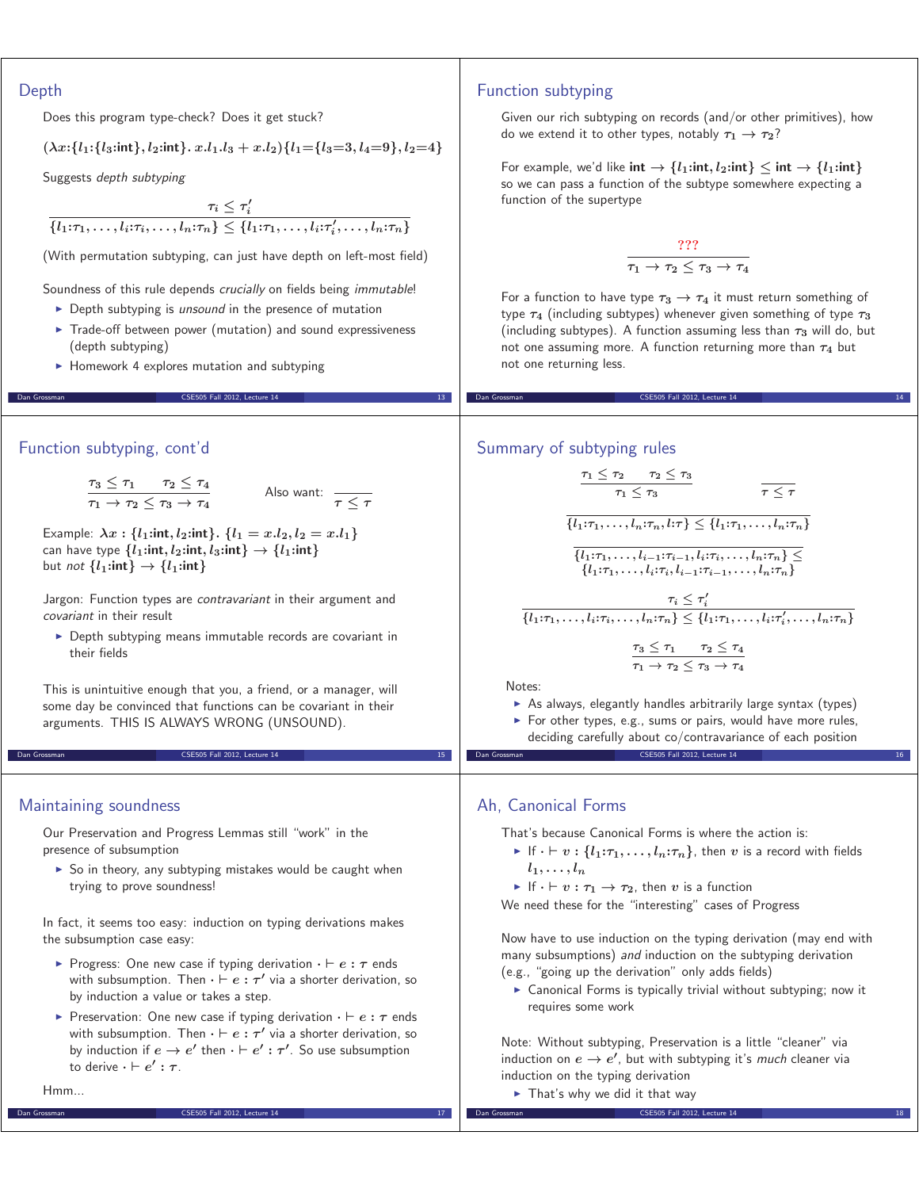## Depth

Does this program type-check? Does it get stuck?

$(\lambda x{:}\{l_1{:}\{l_3{:}\mathbf{int}\}, l_2{:}\mathbf{int}\}.\ x.l_1.l_3 + x.l_2)\{l_1{=}\{l_3{=}3, l_4{=}9\}, l_2{=}4\}$

Suggests *depth subtyping*

$$\frac{\tau_i \leq \tau_i'}{\{l_1{:}\tau_1, \ldots, l_i{:}\tau_i, \ldots, l_n{:}\tau_n\} \leq \{l_1{:}\tau_1, \ldots, l_i{:}\tau_i', \ldots, l_n{:}\tau_n\}}$$

(With permutation subtyping, can just have depth on left-most field)

Soundness of this rule depends *crucially* on fields being *immutable*!

- Depth subtyping is *unsound* in the presence of mutation
- Trade-off between power (mutation) and sound expressiveness (depth subtyping)
- Homework 4 explores mutation and subtyping

## Function subtyping

Given our rich subtyping on records (and/or other primitives), how do we extend it to other types, notably $\tau_1 \rightarrow \tau_2$?

For example, we'd like $\mathbf{int} \rightarrow \{l_1{:}\mathbf{int}, l_2{:}\mathbf{int}\} \leq \mathbf{int} \rightarrow \{l_1{:}\mathbf{int}\}$ so we can pass a function of the subtype somewhere expecting a function of the supertype

$$\frac{???}{\tau_1 \rightarrow \tau_2 \leq \tau_3 \rightarrow \tau_4}$$

For a function to have type $\tau_3 \rightarrow \tau_4$ it must return something of type $\tau_4$ (including subtypes) whenever given something of type $\tau_3$ (including subtypes). A function assuming less than $\tau_3$ will do, but not one assuming more. A function returning more than $\tau_4$ but not one returning less.

## Function subtyping, cont'd

$$\frac{\tau_3 \leq \tau_1 \qquad \tau_2 \leq \tau_4}{\tau_1 \rightarrow \tau_2 \leq \tau_3 \rightarrow \tau_4} \qquad \text{Also want: } \frac{}{\tau \leq \tau}$$

Example: $\lambda x : \{l_1{:}\mathbf{int}, l_2{:}\mathbf{int}\}.\ \{l_1 = x.l_2, l_2 = x.l_1\}$ can have type $\{l_1{:}\mathbf{int}, l_2{:}\mathbf{int}, l_3{:}\mathbf{int}\} \rightarrow \{l_1{:}\mathbf{int}\}$ but *not* $\{l_1{:}\mathbf{int}\} \rightarrow \{l_1{:}\mathbf{int}\}$

Jargon: Function types are *contravariant* in their argument and *covariant* in their result

- Depth subtyping means immutable records are covariant in their fields

This is unintuitive enough that you, a friend, or a manager, will some day be convinced that functions can be covariant in their arguments. THIS IS ALWAYS WRONG (UNSOUND).

## Summary of subtyping rules

$$\frac{\tau_1 \leq \tau_2 \qquad \tau_2 \leq \tau_3}{\tau_1 \leq \tau_3} \qquad \frac{}{\tau \leq \tau}$$

$$\frac{}{\{l_1{:}\tau_1, \ldots, l_n{:}\tau_n, l{:}\tau\} \leq \{l_1{:}\tau_1, \ldots, l_n{:}\tau_n\}}$$

$$\frac{}{\{l_1{:}\tau_1, \ldots, l_{i-1}{:}\tau_{i-1}, l_i{:}\tau_i, \ldots, l_n{:}\tau_n\} \leq \{l_1{:}\tau_1, \ldots, l_i{:}\tau_i, l_{i-1}{:}\tau_{i-1}, \ldots, l_n{:}\tau_n\}}$$

$$\frac{\tau_i \leq \tau_i'}{\{l_1{:}\tau_1, \ldots, l_i{:}\tau_i, \ldots, l_n{:}\tau_n\} \leq \{l_1{:}\tau_1, \ldots, l_i{:}\tau_i', \ldots, l_n{:}\tau_n\}}$$

$$\frac{\tau_3 \leq \tau_1 \qquad \tau_2 \leq \tau_4}{\tau_1 \rightarrow \tau_2 \leq \tau_3 \rightarrow \tau_4}$$

Notes:

- As always, elegantly handles arbitrarily large syntax (types)
- For other types, e.g., sums or pairs, would have more rules, deciding carefully about co/contravariance of each position

## Maintaining soundness

Our Preservation and Progress Lemmas still "work" in the presence of subsumption

- So in theory, any subtyping mistakes would be caught when trying to prove soundness!

In fact, it seems too easy: induction on typing derivations makes the subsumption case easy:

- Progress: One new case if typing derivation $\cdot \vdash e : \tau$ ends with subsumption. Then $\cdot \vdash e : \tau'$ via a shorter derivation, so by induction a value or takes a step.
- Preservation: One new case if typing derivation $\cdot \vdash e : \tau$ ends with subsumption. Then $\cdot \vdash e : \tau'$ via a shorter derivation, so by induction if $e \rightarrow e'$ then $\cdot \vdash e' : \tau'$. So use subsumption to derive $\cdot \vdash e' : \tau$.

Hmm...

## Ah, Canonical Forms

That's because Canonical Forms is where the action is:

- If $\cdot \vdash v : \{l_1{:}\tau_1, \ldots, l_n{:}\tau_n\}$, then $v$ is a record with fields $l_1, \ldots, l_n$
- If $\cdot \vdash v : \tau_1 \rightarrow \tau_2$, then $v$ is a function

We need these for the "interesting" cases of Progress

Now have to use induction on the typing derivation (may end with many subsumptions) *and* induction on the subtyping derivation (e.g., "going up the derivation" only adds fields)

- Canonical Forms is typically trivial without subtyping; now it requires some work

Note: Without subtyping, Preservation is a little "cleaner" via induction on $e \rightarrow e'$, but with subtyping it's *much* cleaner via induction on the typing derivation

- That's why we did it that way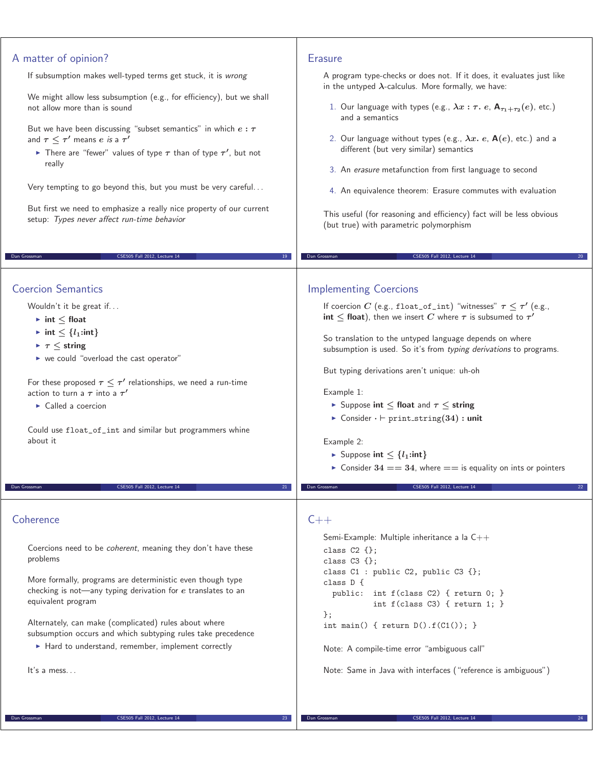## A matter of opinion?

If subsumption makes well-typed terms get stuck, it is *wrong*

We might allow less subsumption (e.g., for efficiency), but we shall not allow more than is sound

But we have been discussing "subset semantics" in which $e : \tau$ and $\tau \leq \tau'$ means $e$ *is a* $\tau'$

- There are "fewer" values of type $\tau$ than of type $\tau'$, but not really

Very tempting to go beyond this, but you must be very careful...

But first we need to emphasize a really nice property of our current setup: *Types never affect run-time behavior*

## Erasure

A program type-checks or does not. If it does, it evaluates just like in the untyped $\lambda$-calculus. More formally, we have:

1. Our language with types (e.g., $\lambda x : \tau.\ e$, $\mathbf{A}_{\tau_1+\tau_2}(e)$, etc.) and a semantics
2. Our language without types (e.g., $\lambda x.\ e$, $\mathbf{A}(e)$, etc.) and a different (but very similar) semantics
3. An *erasure* metafunction from first language to second
4. An equivalence theorem: Erasure commutes with evaluation

This useful (for reasoning and efficiency) fact will be less obvious (but true) with parametric polymorphism

## Coercion Semantics

Wouldn't it be great if...

- $\mathbf{int} \leq \mathbf{float}$
- $\mathbf{int} \leq \{l_1\mathbf{:int}\}$
- $\tau \leq \mathbf{string}$
- we could "overload the cast operator"

For these proposed $\tau \leq \tau'$ relationships, we need a run-time action to turn a $\tau$ into a $\tau'$

- Called a coercion

Could use `float_of_int` and similar but programmers whine about it

## Implementing Coercions

If coercion $C$ (e.g., `float_of_int`) "witnesses" $\tau \leq \tau'$ (e.g., $\mathbf{int} \leq \mathbf{float}$), then we insert $C$ where $\tau$ is subsumed to $\tau'$

So translation to the untyped language depends on where subsumption is used. So it's from *typing derivations* to programs.

But typing derivations aren't unique: uh-oh

Example 1:

- Suppose $\mathbf{int} \leq \mathbf{float}$ and $\tau \leq \mathbf{string}$
- Consider $\cdot \vdash \mathtt{print\_string}(\mathbf{34}) : \mathbf{unit}$

Example 2:

- Suppose $\mathbf{int} \leq \{l_1\mathbf{:int}\}$
- Consider $\mathbf{34} == \mathbf{34}$, where $==$ is equality on ints or pointers

## Coherence

Coercions need to be *coherent*, meaning they don't have these problems

More formally, programs are deterministic even though type checking is not—any typing derivation for $e$ translates to an equivalent program

Alternately, can make (complicated) rules about where subsumption occurs and which subtyping rules take precedence

- Hard to understand, remember, implement correctly

It's a mess...

## C++

Semi-Example: Multiple inheritance a la C++

```
class C2 {};
class C3 {};
class C1 : public C2, public C3 {};
class D {
  public:  int f(class C2) { return 0; }
           int f(class C3) { return 1; }
};
int main() { return D().f(C1()); }
```

Note: A compile-time error "ambiguous call"

Note: Same in Java with interfaces ("reference is ambiguous")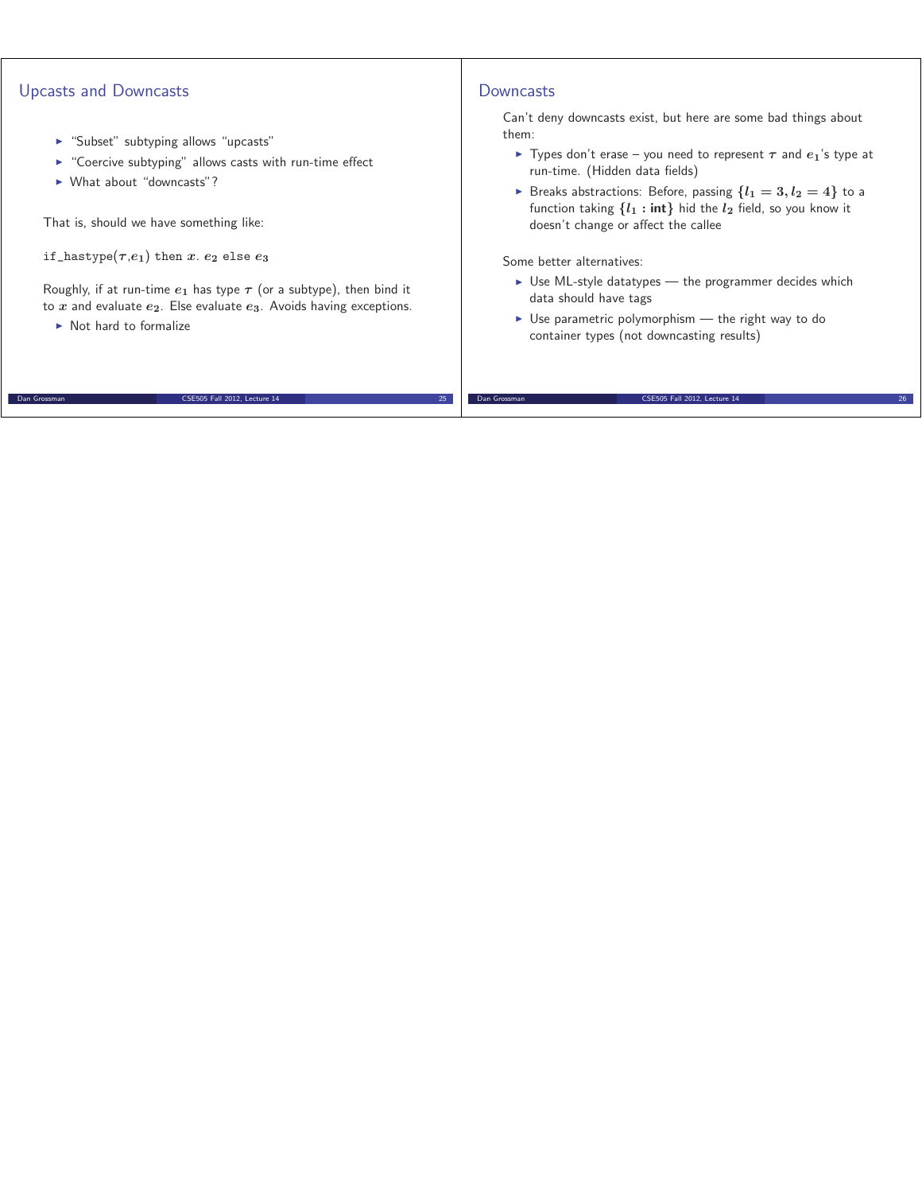## Upcasts and Downcasts

- "Subset" subtyping allows "upcasts"
- "Coercive subtyping" allows casts with run-time effect
- What about "downcasts"?

That is, should we have something like:

if_hastype($\tau$,$e_1$) then $x$. $e_2$ else $e_3$

Roughly, if at run-time $e_1$ has type $\tau$ (or a subtype), then bind it to $x$ and evaluate $e_2$. Else evaluate $e_3$. Avoids having exceptions.

- Not hard to formalize

## Downcasts

Can't deny downcasts exist, but here are some bad things about them:

- Types don't erase – you need to represent $\tau$ and $e_1$'s type at run-time. (Hidden data fields)
- Breaks abstractions: Before, passing $\{l_1 = 3, l_2 = 4\}$ to a function taking $\{l_1 : \textbf{int}\}$ hid the $l_2$ field, so you know it doesn't change or affect the callee

Some better alternatives:

- Use ML-style datatypes — the programmer decides which data should have tags
- Use parametric polymorphism — the right way to do container types (not downcasting results)